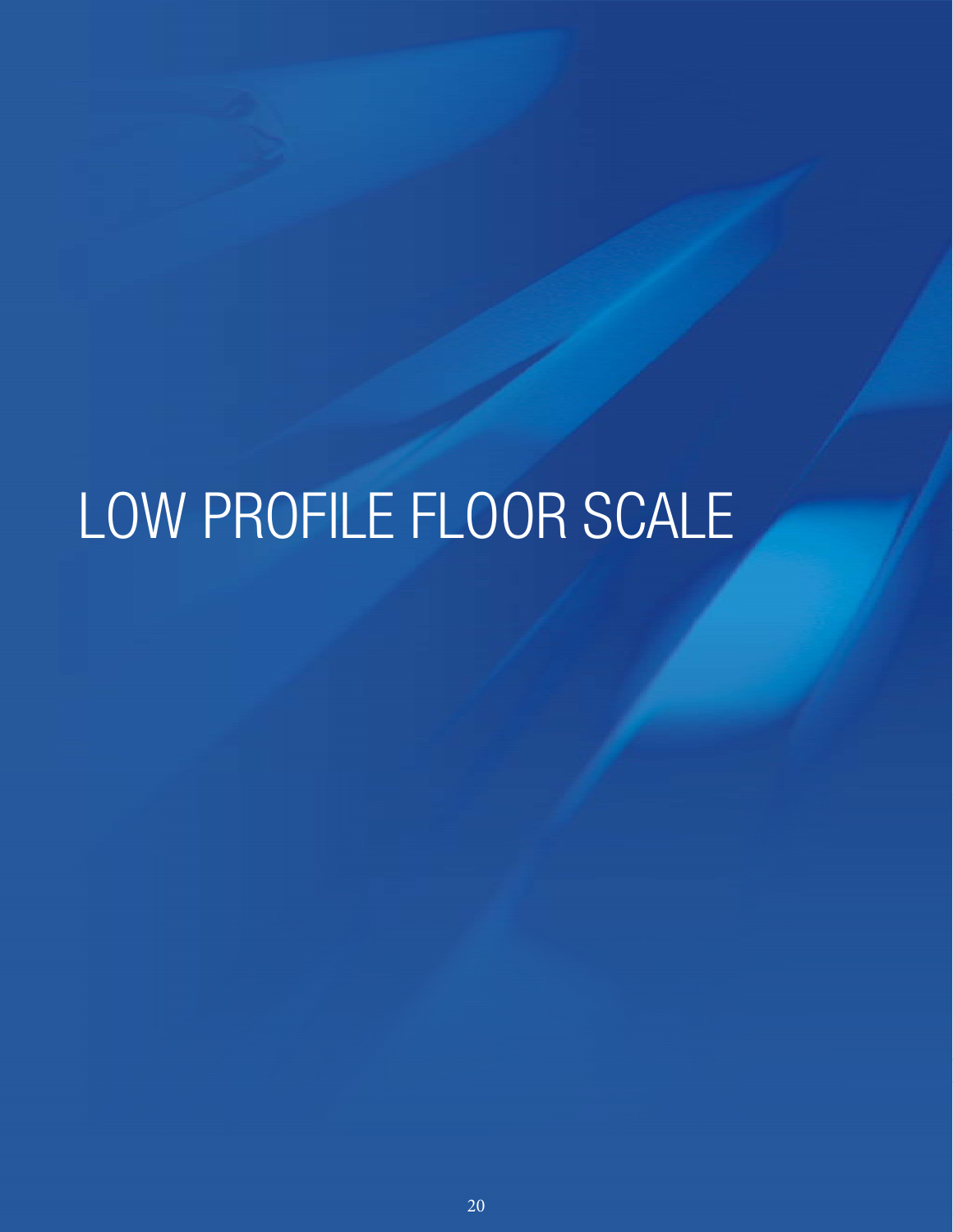# LOW PROFILE FLOOR SCALE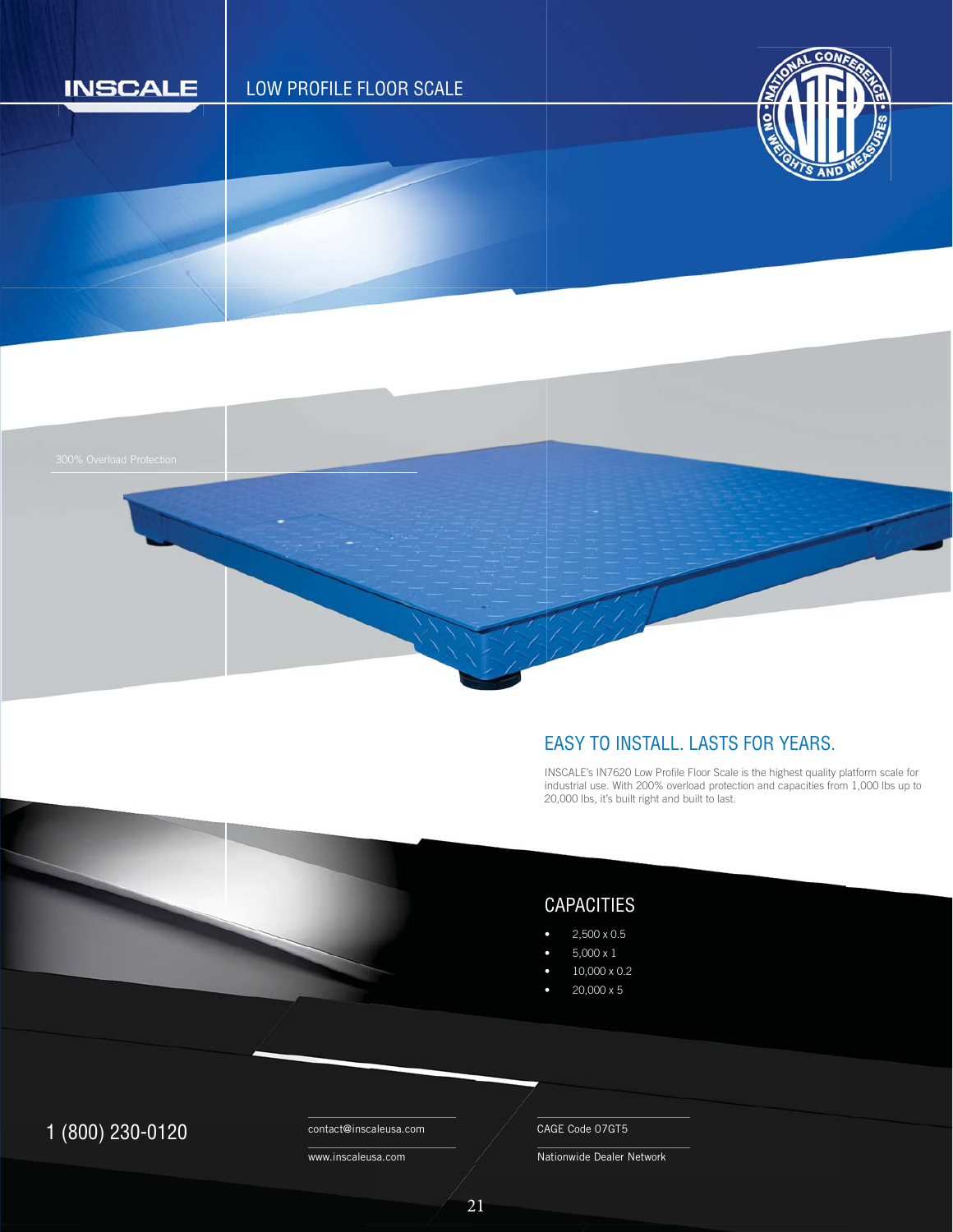INSCALE

# LOW PROFILE FLOOR SCALE

300% Overload Protection

## EASY TO INSTALL. LASTS FOR YEARS.

INSCALE's IN7620 Low Profile Floor Scale is the highest quality platform scale for industrial use. With 200% overload protection and capacities from 1,000 lbs up to 20,000 lbs, it's built right and built to last.

## CAPACITIES

- 2,500 x 0.5
- 5,000 x 1
- 10,000 x 0.2
- 20,000 x 5

1 (800) 230-0120

contact@inscaleusa.com

www.inscaleusa.com

CAGE Code 07GT5

Nationwide Dealer Network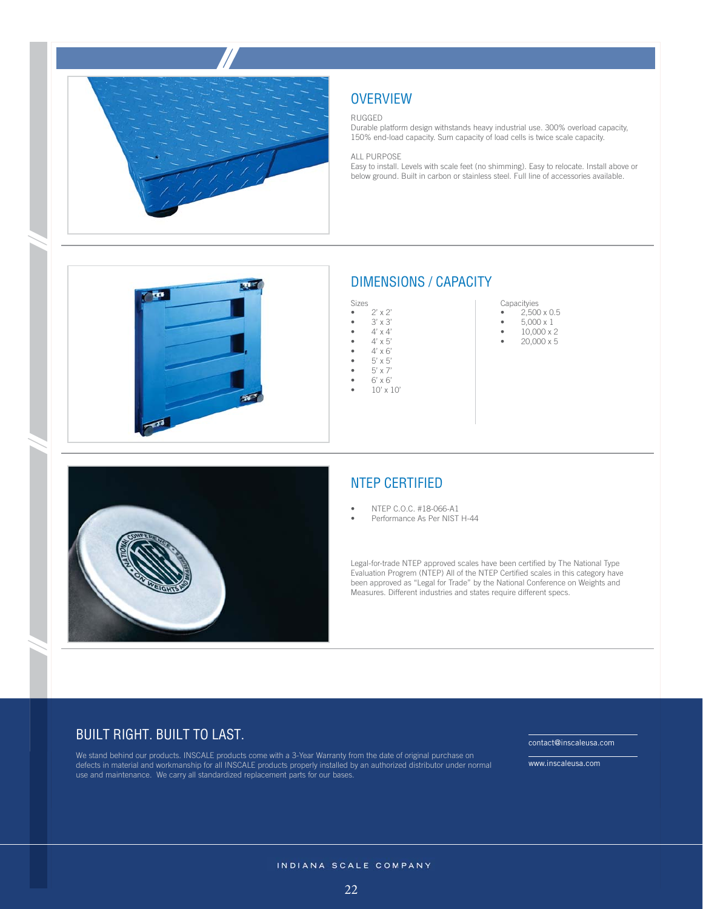## OVERVIEW

RUGGED
Durable platform design withstands heavy industrial use. 300% overload capacity, 150% end-load capacity. Sum capacity of load cells is twice scale capacity.

ALL PURPOSE
Easy to install. Levels with scale feet (no shimming). Easy to relocate. Install above or below ground. Built in carbon or stainless steel. Full line of accessories available.

## DIMENSIONS / CAPACITY

Sizes

- 2' x 2'
- 3' x 3'
- 4' x 4'
- 4' x 5'
- 4' x 6'
- 5' x 5'
- 5' x 7'
- 6' x 6'
- 10' x 10'

Capacityies

- 2,500 x 0.5
- 5,000 x 1
- 10,000 x 2
- 20,000 x 5

## NTEP CERTIFIED

- NTEP C.O.C. #18-066-A1
- Performance As Per NIST H-44

Legal-for-trade NTEP approved scales have been certified by The National Type Evaluation Progrem (NTEP) All of the NTEP Certified scales in this category have been approved as "Legal for Trade" by the National Conference on Weights and Measures. Different industries and states require different specs.

## BUILT RIGHT. BUILT TO LAST.

We stand behind our products. INSCALE products come with a 3-Year Warranty from the date of original purchase on defects in material and workmanship for all INSCALE products properly installed by an authorized distributor under normal use and maintenance. We carry all standardized replacement parts for our bases.

contact@inscaleusa.com

www.inscaleusa.com

INDIANA SCALE COMPANY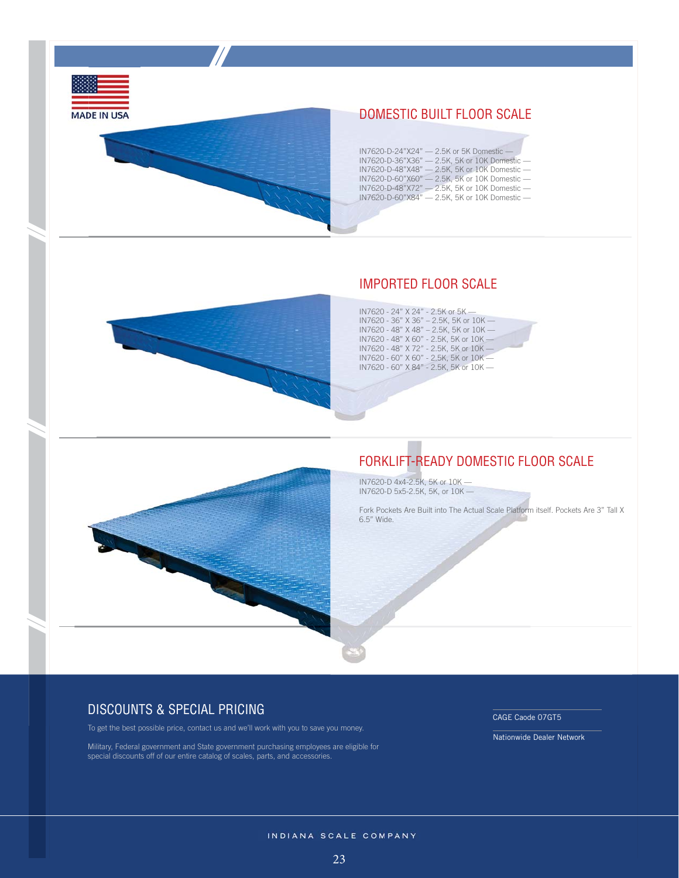MADE IN USA

## DOMESTIC BUILT FLOOR SCALE

IN7620-D-24"X24" — 2.5K or 5K Domestic —
IN7620-D-36"X36" — 2.5K, 5K or 10K Domestic —
IN7620-D-48"X48" — 2.5K, 5K or 10K Domestic —
IN7620-D-60"X60" — 2.5K, 5K or 10K Domestic —
IN7620-D-48"X72" — 2.5K, 5K or 10K Domestic —
IN7620-D-60"X84" — 2.5K, 5K or 10K Domestic —

## IMPORTED FLOOR SCALE

IN7620 - 24" X 24" - 2.5K or 5K —
IN7620 - 36" X 36" – 2.5K, 5K or 10K —
IN7620 - 48" X 48" – 2.5K, 5K or 10K —
IN7620 - 48" X 60" - 2.5K, 5K or 10K —
IN7620 - 48" X 72" - 2.5K, 5K or 10K —
IN7620 - 60" X 60" - 2.5K, 5K or 10K —
IN7620 - 60" X 84" - 2.5K, 5K or 10K —

## FORKLIFT-READY DOMESTIC FLOOR SCALE

IN7620-D 4x4-2.5K, 5K or 10K —
IN7620-D 5x5-2.5K, 5K, or 10K —

Fork Pockets Are Built into The Actual Scale Platform itself. Pockets Are 3" Tall X 6.5" Wide.

## DISCOUNTS & SPECIAL PRICING

To get the best possible price, contact us and we'll work with you to save you money.

Military, Federal government and State government purchasing employees are eligible for special discounts off of our entire catalog of scales, parts, and accessories.

CAGE Caode 07GT5

Nationwide Dealer Network

INDIANA SCALE COMPANY